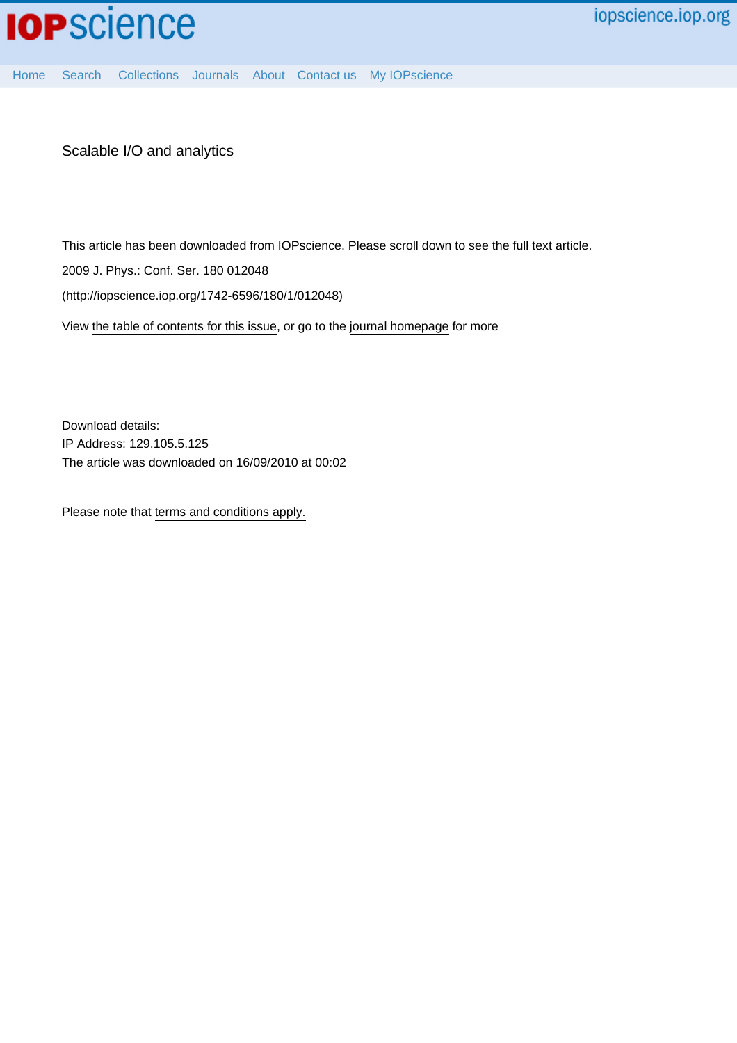# Scalable I/O and analytics

This article has been downloaded from IOPscience. Please scroll down to see the full text article.

2009 J. Phys.: Conf. Ser. 180 012048

(http://iopscience.iop.org/1742-6596/180/1/012048)

View the table of contents for this issue, or go to the journal homepage for more

Download details:
IP Address: 129.105.5.125
The article was downloaded on 16/09/2010 at 00:02

Please note that terms and conditions apply.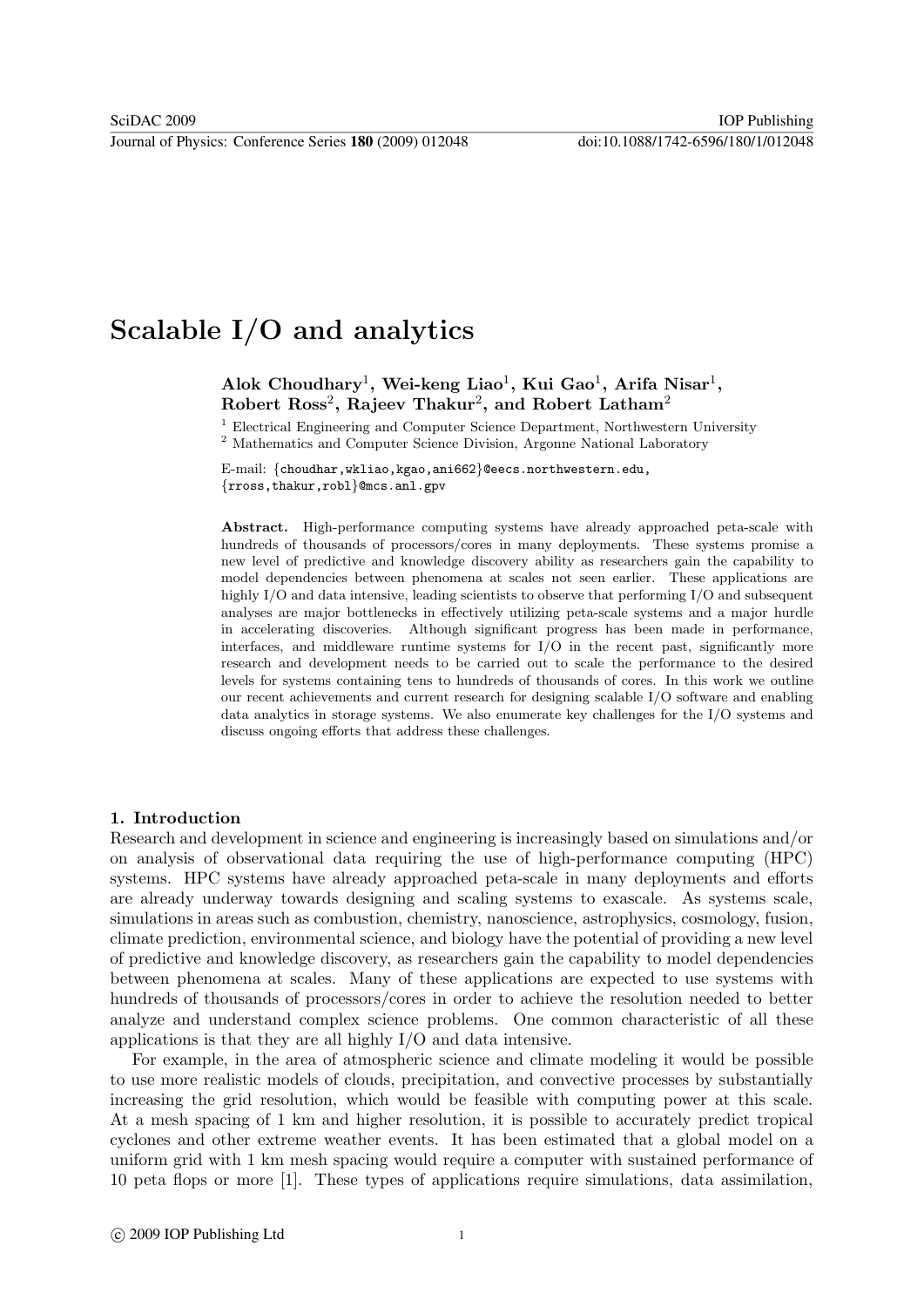# Scalable I/O and analytics

**Alok Choudhary**[1], **Wei-keng Liao**[1], **Kui Gao**[1], **Arifa Nisar**[1], **Robert Ross**[2], **Rajeev Thakur**[2], **and Robert Latham**[2]

[1] Electrical Engineering and Computer Science Department, Northwestern University
[2] Mathematics and Computer Science Division, Argonne National Laboratory

E-mail: {choudhar,wkliao,kgao,ani662}@eecs.northwestern.edu, {rross,thakur,robl}@mcs.anl.gpv

**Abstract.** High-performance computing systems have already approached peta-scale with hundreds of thousands of processors/cores in many deployments. These systems promise a new level of predictive and knowledge discovery ability as researchers gain the capability to model dependencies between phenomena at scales not seen earlier. These applications are highly I/O and data intensive, leading scientists to observe that performing I/O and subsequent analyses are major bottlenecks in effectively utilizing peta-scale systems and a major hurdle in accelerating discoveries. Although significant progress has been made in performance, interfaces, and middleware runtime systems for I/O in the recent past, significantly more research and development needs to be carried out to scale the performance to the desired levels for systems containing tens to hundreds of thousands of cores. In this work we outline our recent achievements and current research for designing scalable I/O software and enabling data analytics in storage systems. We also enumerate key challenges for the I/O systems and discuss ongoing efforts that address these challenges.

## 1. Introduction

Research and development in science and engineering is increasingly based on simulations and/or on analysis of observational data requiring the use of high-performance computing (HPC) systems. HPC systems have already approached peta-scale in many deployments and efforts are already underway towards designing and scaling systems to exascale. As systems scale, simulations in areas such as combustion, chemistry, nanoscience, astrophysics, cosmology, fusion, climate prediction, environmental science, and biology have the potential of providing a new level of predictive and knowledge discovery, as researchers gain the capability to model dependencies between phenomena at scales. Many of these applications are expected to use systems with hundreds of thousands of processors/cores in order to achieve the resolution needed to better analyze and understand complex science problems. One common characteristic of all these applications is that they are all highly I/O and data intensive.

For example, in the area of atmospheric science and climate modeling it would be possible to use more realistic models of clouds, precipitation, and convective processes by substantially increasing the grid resolution, which would be feasible with computing power at this scale. At a mesh spacing of 1 km and higher resolution, it is possible to accurately predict tropical cyclones and other extreme weather events. It has been estimated that a global model on a uniform grid with 1 km mesh spacing would require a computer with sustained performance of 10 peta flops or more [1]. These types of applications require simulations, data assimilation,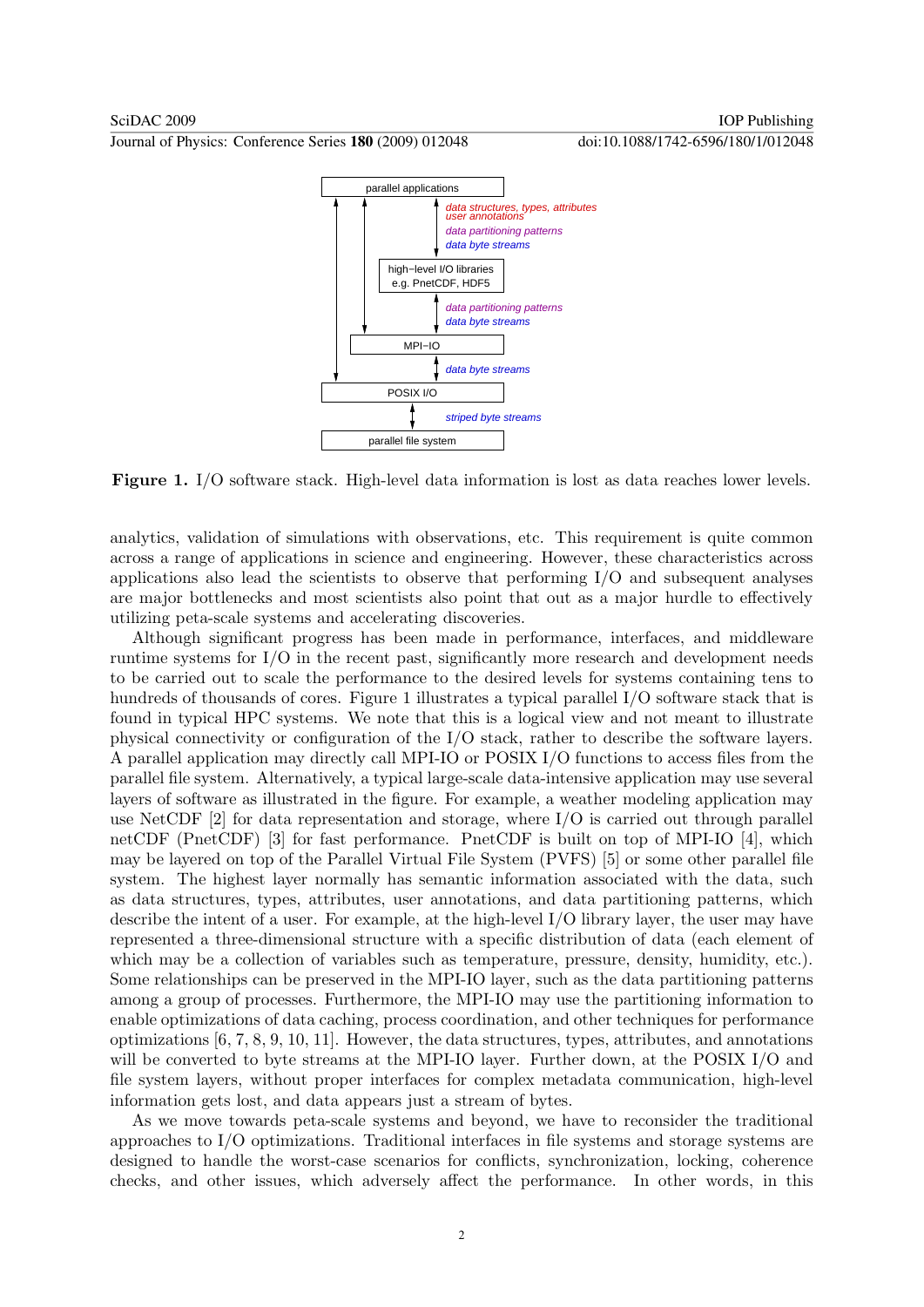**Figure 1.** I/O software stack. High-level data information is lost as data reaches lower levels.

analytics, validation of simulations with observations, etc. This requirement is quite common across a range of applications in science and engineering. However, these characteristics across applications also lead the scientists to observe that performing I/O and subsequent analyses are major bottlenecks and most scientists also point that out as a major hurdle to effectively utilizing peta-scale systems and accelerating discoveries.

Although significant progress has been made in performance, interfaces, and middleware runtime systems for I/O in the recent past, significantly more research and development needs to be carried out to scale the performance to the desired levels for systems containing tens to hundreds of thousands of cores. Figure 1 illustrates a typical parallel I/O software stack that is found in typical HPC systems. We note that this is a logical view and not meant to illustrate physical connectivity or configuration of the I/O stack, rather to describe the software layers. A parallel application may directly call MPI-IO or POSIX I/O functions to access files from the parallel file system. Alternatively, a typical large-scale data-intensive application may use several layers of software as illustrated in the figure. For example, a weather modeling application may use NetCDF [2] for data representation and storage, where I/O is carried out through parallel netCDF (PnetCDF) [3] for fast performance. PnetCDF is built on top of MPI-IO [4], which may be layered on top of the Parallel Virtual File System (PVFS) [5] or some other parallel file system. The highest layer normally has semantic information associated with the data, such as data structures, types, attributes, user annotations, and data partitioning patterns, which describe the intent of a user. For example, at the high-level I/O library layer, the user may have represented a three-dimensional structure with a specific distribution of data (each element of which may be a collection of variables such as temperature, pressure, density, humidity, etc.). Some relationships can be preserved in the MPI-IO layer, such as the data partitioning patterns among a group of processes. Furthermore, the MPI-IO may use the partitioning information to enable optimizations of data caching, process coordination, and other techniques for performance optimizations [6, 7, 8, 9, 10, 11]. However, the data structures, types, attributes, and annotations will be converted to byte streams at the MPI-IO layer. Further down, at the POSIX I/O and file system layers, without proper interfaces for complex metadata communication, high-level information gets lost, and data appears just a stream of bytes.

As we move towards peta-scale systems and beyond, we have to reconsider the traditional approaches to I/O optimizations. Traditional interfaces in file systems and storage systems are designed to handle the worst-case scenarios for conflicts, synchronization, locking, coherence checks, and other issues, which adversely affect the performance. In other words, in this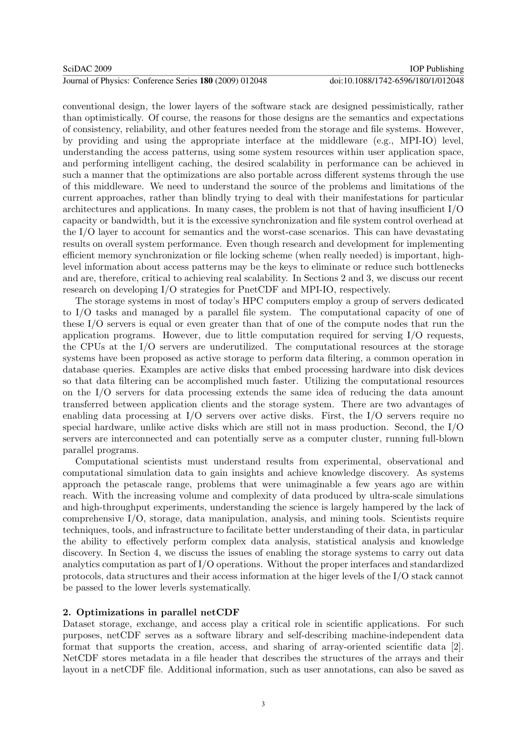conventional design, the lower layers of the software stack are designed pessimistically, rather than optimistically. Of course, the reasons for those designs are the semantics and expectations of consistency, reliability, and other features needed from the storage and file systems. However, by providing and using the appropriate interface at the middleware (e.g., MPI-IO) level, understanding the access patterns, using some system resources within user application space, and performing intelligent caching, the desired scalability in performance can be achieved in such a manner that the optimizations are also portable across different systems through the use of this middleware. We need to understand the source of the problems and limitations of the current approaches, rather than blindly trying to deal with their manifestations for particular architectures and applications. In many cases, the problem is not that of having insufficient I/O capacity or bandwidth, but it is the excessive synchronization and file system control overhead at the I/O layer to account for semantics and the worst-case scenarios. This can have devastating results on overall system performance. Even though research and development for implementing efficient memory synchronization or file locking scheme (when really needed) is important, high-level information about access patterns may be the keys to eliminate or reduce such bottlenecks and are, therefore, critical to achieving real scalability. In Sections 2 and 3, we discuss our recent research on developing I/O strategies for PnetCDF and MPI-IO, respectively.

The storage systems in most of today's HPC computers employ a group of servers dedicated to I/O tasks and managed by a parallel file system. The computational capacity of one of these I/O servers is equal or even greater than that of one of the compute nodes that run the application programs. However, due to little computation required for serving I/O requests, the CPUs at the I/O servers are underutilized. The computational resources at the storage systems have been proposed as active storage to perform data filtering, a common operation in database queries. Examples are active disks that embed processing hardware into disk devices so that data filtering can be accomplished much faster. Utilizing the computational resources on the I/O servers for data processing extends the same idea of reducing the data amount transferred between application clients and the storage system. There are two advantages of enabling data processing at I/O servers over active disks. First, the I/O servers require no special hardware, unlike active disks which are still not in mass production. Second, the I/O servers are interconnected and can potentially serve as a computer cluster, running full-blown parallel programs.

Computational scientists must understand results from experimental, observational and computational simulation data to gain insights and achieve knowledge discovery. As systems approach the petascale range, problems that were unimaginable a few years ago are within reach. With the increasing volume and complexity of data produced by ultra-scale simulations and high-throughput experiments, understanding the science is largely hampered by the lack of comprehensive I/O, storage, data manipulation, analysis, and mining tools. Scientists require techniques, tools, and infrastructure to facilitate better understanding of their data, in particular the ability to effectively perform complex data analysis, statistical analysis and knowledge discovery. In Section 4, we discuss the issues of enabling the storage systems to carry out data analytics computation as part of I/O operations. Without the proper interfaces and standardized protocols, data structures and their access information at the higer levels of the I/O stack cannot be passed to the lower leverls systematically.

## 2. Optimizations in parallel netCDF

Dataset storage, exchange, and access play a critical role in scientific applications. For such purposes, netCDF serves as a software library and self-describing machine-independent data format that supports the creation, access, and sharing of array-oriented scientific data [2]. NetCDF stores metadata in a file header that describes the structures of the arrays and their layout in a netCDF file. Additional information, such as user annotations, can also be saved as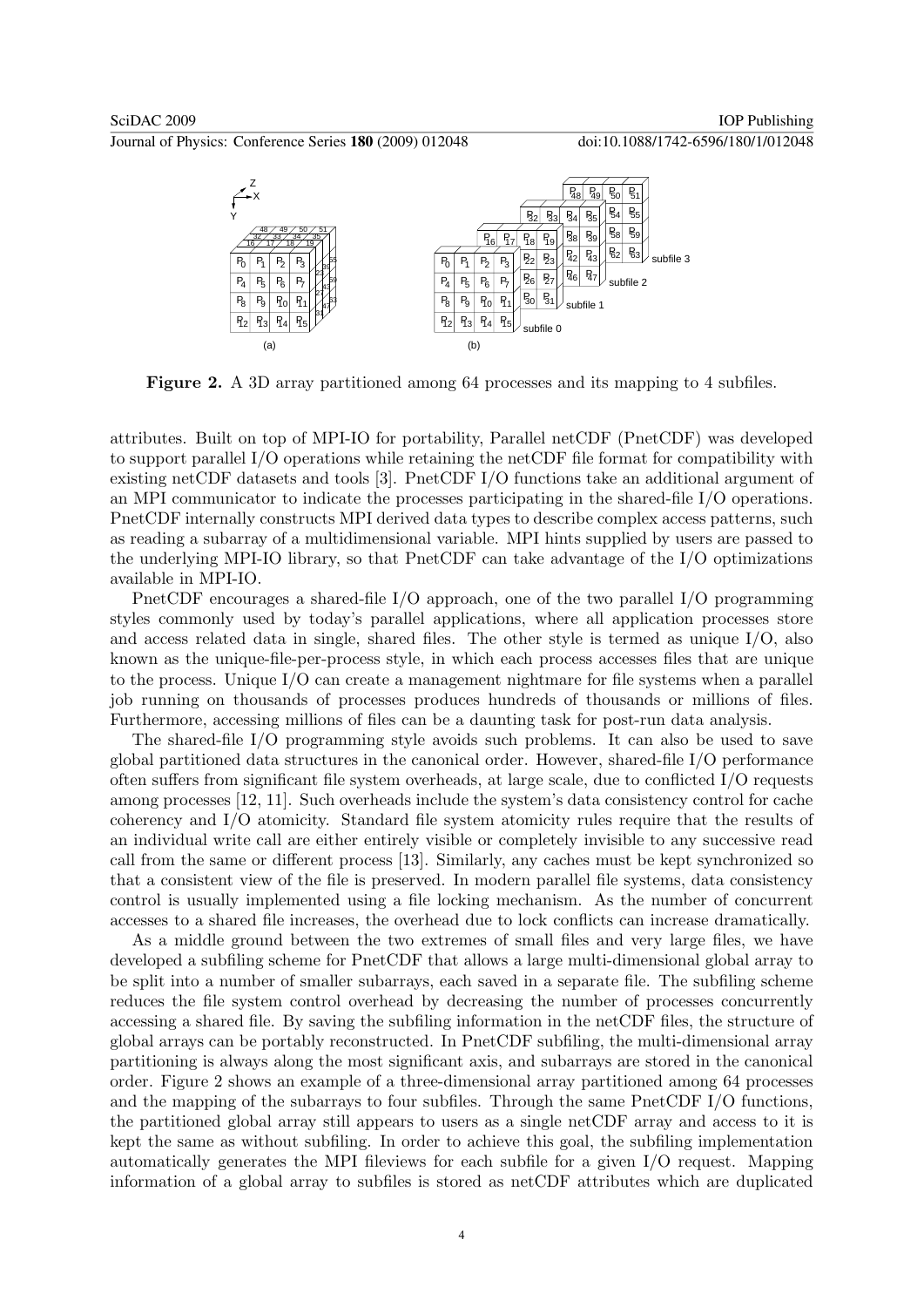Z

X

Y

(a)

(b)

subfile 0

subfile 1

subfile 2

subfile 3

**Figure 2.** A 3D array partitioned among 64 processes and its mapping to 4 subfiles.

attributes. Built on top of MPI-IO for portability, Parallel netCDF (PnetCDF) was developed to support parallel I/O operations while retaining the netCDF file format for compatibility with existing netCDF datasets and tools [3]. PnetCDF I/O functions take an additional argument of an MPI communicator to indicate the processes participating in the shared-file I/O operations. PnetCDF internally constructs MPI derived data types to describe complex access patterns, such as reading a subarray of a multidimensional variable. MPI hints supplied by users are passed to the underlying MPI-IO library, so that PnetCDF can take advantage of the I/O optimizations available in MPI-IO.

PnetCDF encourages a shared-file I/O approach, one of the two parallel I/O programming styles commonly used by today's parallel applications, where all application processes store and access related data in single, shared files. The other style is termed as unique I/O, also known as the unique-file-per-process style, in which each process accesses files that are unique to the process. Unique I/O can create a management nightmare for file systems when a parallel job running on thousands of processes produces hundreds of thousands or millions of files. Furthermore, accessing millions of files can be a daunting task for post-run data analysis.

The shared-file I/O programming style avoids such problems. It can also be used to save global partitioned data structures in the canonical order. However, shared-file I/O performance often suffers from significant file system overheads, at large scale, due to conflicted I/O requests among processes [12, 11]. Such overheads include the system's data consistency control for cache coherency and I/O atomicity. Standard file system atomicity rules require that the results of an individual write call are either entirely visible or completely invisible to any successive read call from the same or different process [13]. Similarly, any caches must be kept synchronized so that a consistent view of the file is preserved. In modern parallel file systems, data consistency control is usually implemented using a file locking mechanism. As the number of concurrent accesses to a shared file increases, the overhead due to lock conflicts can increase dramatically.

As a middle ground between the two extremes of small files and very large files, we have developed a subfiling scheme for PnetCDF that allows a large multi-dimensional global array to be split into a number of smaller subarrays, each saved in a separate file. The subfiling scheme reduces the file system control overhead by decreasing the number of processes concurrently accessing a shared file. By saving the subfiling information in the netCDF files, the structure of global arrays can be portably reconstructed. In PnetCDF subfiling, the multi-dimensional array partitioning is always along the most significant axis, and subarrays are stored in the canonical order. Figure 2 shows an example of a three-dimensional array partitioned among 64 processes and the mapping of the subarrays to four subfiles. Through the same PnetCDF I/O functions, the partitioned global array still appears to users as a single netCDF array and access to it is kept the same as without subfiling. In order to achieve this goal, the subfiling implementation automatically generates the MPI fileviews for each subfile for a given I/O request. Mapping information of a global array to subfiles is stored as netCDF attributes which are duplicated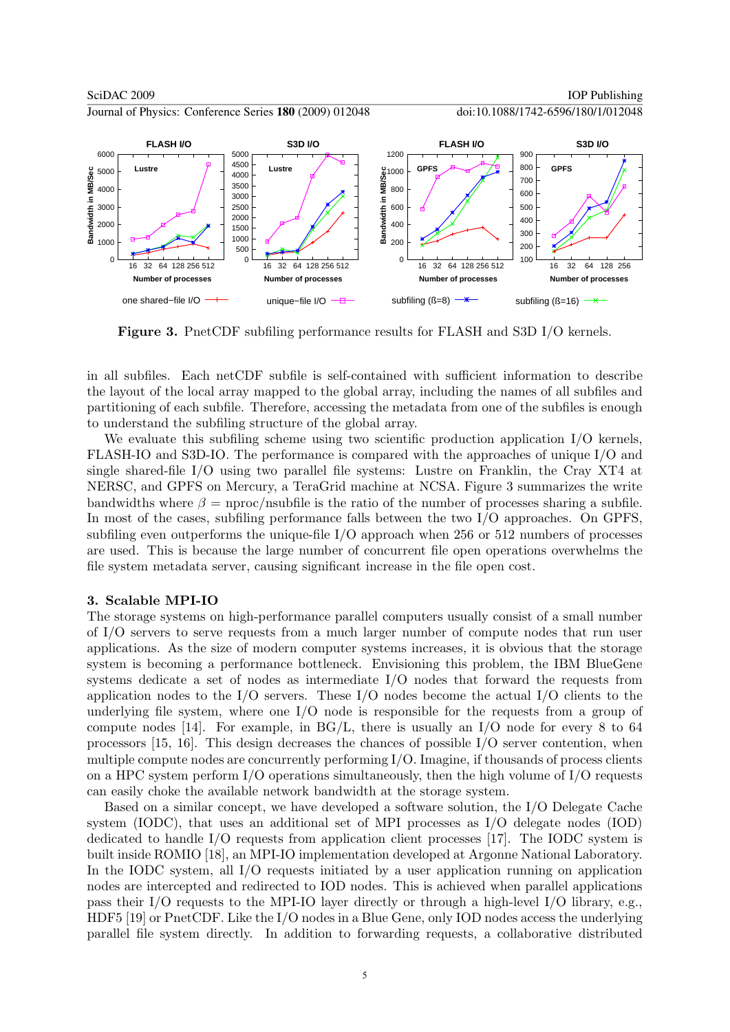**Figure 3.** PnetCDF subfiling performance results for FLASH and S3D I/O kernels.

in all subfiles. Each netCDF subfile is self-contained with sufficient information to describe the layout of the local array mapped to the global array, including the names of all subfiles and partitioning of each subfile. Therefore, accessing the metadata from one of the subfiles is enough to understand the subfiling structure of the global array.

We evaluate this subfiling scheme using two scientific production application I/O kernels, FLASH-IO and S3D-IO. The performance is compared with the approaches of unique I/O and single shared-file I/O using two parallel file systems: Lustre on Franklin, the Cray XT4 at NERSC, and GPFS on Mercury, a TeraGrid machine at NCSA. Figure 3 summarizes the write bandwidths where $\beta$ = nproc/nsubfile is the ratio of the number of processes sharing a subfile. In most of the cases, subfiling performance falls between the two I/O approaches. On GPFS, subfiling even outperforms the unique-file I/O approach when 256 or 512 numbers of processes are used. This is because the large number of concurrent file open operations overwhelms the file system metadata server, causing significant increase in the file open cost.

## 3. Scalable MPI-IO

The storage systems on high-performance parallel computers usually consist of a small number of I/O servers to serve requests from a much larger number of compute nodes that run user applications. As the size of modern computer systems increases, it is obvious that the storage system is becoming a performance bottleneck. Envisioning this problem, the IBM BlueGene systems dedicate a set of nodes as intermediate I/O nodes that forward the requests from application nodes to the I/O servers. These I/O nodes become the actual I/O clients to the underlying file system, where one I/O node is responsible for the requests from a group of compute nodes [14]. For example, in BG/L, there is usually an I/O node for every 8 to 64 processors [15, 16]. This design decreases the chances of possible I/O server contention, when multiple compute nodes are concurrently performing I/O. Imagine, if thousands of process clients on a HPC system perform I/O operations simultaneously, then the high volume of I/O requests can easily choke the available network bandwidth at the storage system.

Based on a similar concept, we have developed a software solution, the I/O Delegate Cache system (IODC), that uses an additional set of MPI processes as I/O delegate nodes (IOD) dedicated to handle I/O requests from application client processes [17]. The IODC system is built inside ROMIO [18], an MPI-IO implementation developed at Argonne National Laboratory. In the IODC system, all I/O requests initiated by a user application running on application nodes are intercepted and redirected to IOD nodes. This is achieved when parallel applications pass their I/O requests to the MPI-IO layer directly or through a high-level I/O library, e.g., HDF5 [19] or PnetCDF. Like the I/O nodes in a Blue Gene, only IOD nodes access the underlying parallel file system directly. In addition to forwarding requests, a collaborative distributed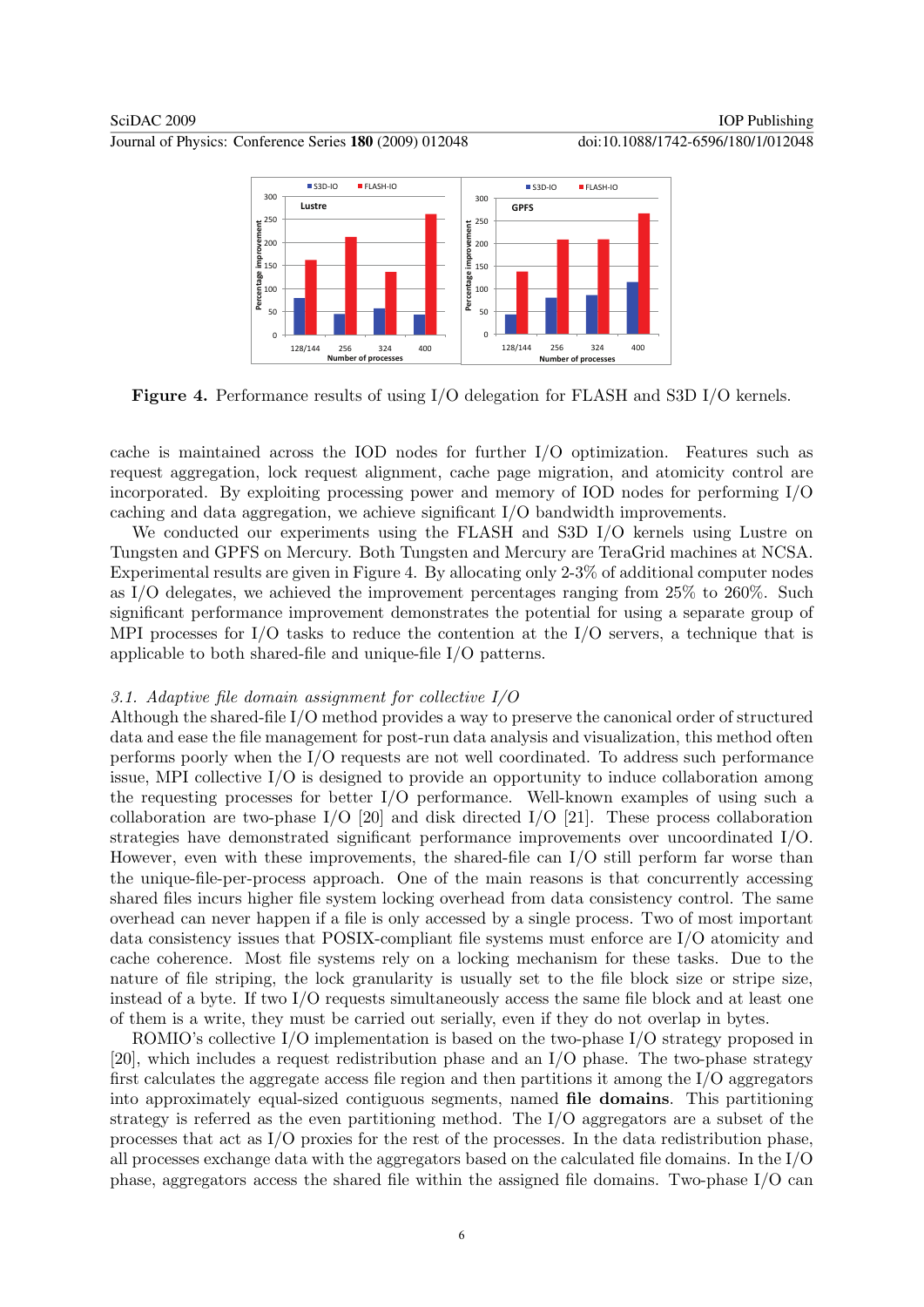■ S3D-IO ■ FLASH-IO

Lustre

300
250
200
150
100
50
0

Percentage improvement

128/144 256 324 400

Number of processes

■ S3D-IO ■ FLASH-IO

GPFS

300
250
200
150
100
50
0

Percentage improvement

128/144 256 324 400

Number of processes

**Figure 4.** Performance results of using I/O delegation for FLASH and S3D I/O kernels.

cache is maintained across the IOD nodes for further I/O optimization. Features such as request aggregation, lock request alignment, cache page migration, and atomicity control are incorporated. By exploiting processing power and memory of IOD nodes for performing I/O caching and data aggregation, we achieve significant I/O bandwidth improvements.

We conducted our experiments using the FLASH and S3D I/O kernels using Lustre on Tungsten and GPFS on Mercury. Both Tungsten and Mercury are TeraGrid machines at NCSA. Experimental results are given in Figure 4. By allocating only 2-3% of additional computer nodes as I/O delegates, we achieved the improvement percentages ranging from 25% to 260%. Such significant performance improvement demonstrates the potential for using a separate group of MPI processes for I/O tasks to reduce the contention at the I/O servers, a technique that is applicable to both shared-file and unique-file I/O patterns.

### *3.1. Adaptive file domain assignment for collective I/O*

Although the shared-file I/O method provides a way to preserve the canonical order of structured data and ease the file management for post-run data analysis and visualization, this method often performs poorly when the I/O requests are not well coordinated. To address such performance issue, MPI collective I/O is designed to provide an opportunity to induce collaboration among the requesting processes for better I/O performance. Well-known examples of using such a collaboration are two-phase I/O [20] and disk directed I/O [21]. These process collaboration strategies have demonstrated significant performance improvements over uncoordinated I/O. However, even with these improvements, the shared-file can I/O still perform far worse than the unique-file-per-process approach. One of the main reasons is that concurrently accessing shared files incurs higher file system locking overhead from data consistency control. The same overhead can never happen if a file is only accessed by a single process. Two of most important data consistency issues that POSIX-compliant file systems must enforce are I/O atomicity and cache coherence. Most file systems rely on a locking mechanism for these tasks. Due to the nature of file striping, the lock granularity is usually set to the file block size or stripe size, instead of a byte. If two I/O requests simultaneously access the same file block and at least one of them is a write, they must be carried out serially, even if they do not overlap in bytes.

ROMIO's collective I/O implementation is based on the two-phase I/O strategy proposed in [20], which includes a request redistribution phase and an I/O phase. The two-phase strategy first calculates the aggregate access file region and then partitions it among the I/O aggregators into approximately equal-sized contiguous segments, named **file domains**. This partitioning strategy is referred as the even partitioning method. The I/O aggregators are a subset of the processes that act as I/O proxies for the rest of the processes. In the data redistribution phase, all processes exchange data with the aggregators based on the calculated file domains. In the I/O phase, aggregators access the shared file within the assigned file domains. Two-phase I/O can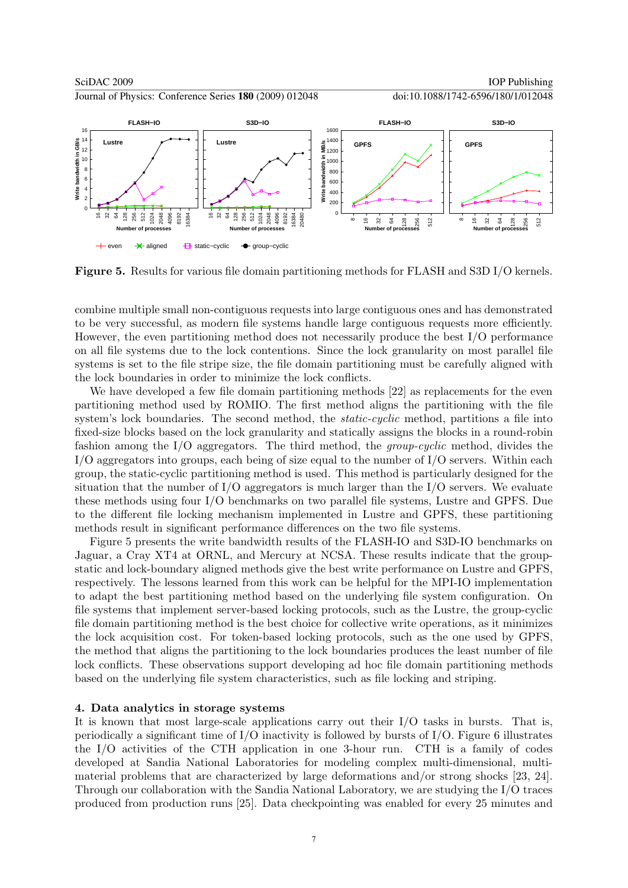FLASH−IO

Lustre

Write bandwidth in GB/s

16
14
12
10
8
6
4
2
0

16 32 64 128 256 512 1024 2048 4096 8192 16384

Number of processes

S3D−IO

Lustre

16 32 64 128 256 512 1024 2048 4096 8192 16384 20480

Number of processes

FLASH−IO

GPFS

Write bandwidth in MB/s

1600
1400
1200
1000
800
600
400
200
0

8 16 32 64 128 256 512

Number of processes

S3D−IO

GPFS

8 16 32 64 128 256 512

Number of processes

even   aligned   static−cyclic   group−cyclic

**Figure 5.** Results for various file domain partitioning methods for FLASH and S3D I/O kernels.

combine multiple small non-contiguous requests into large contiguous ones and has demonstrated to be very successful, as modern file systems handle large contiguous requests more efficiently. However, the even partitioning method does not necessarily produce the best I/O performance on all file systems due to the lock contentions. Since the lock granularity on most parallel file systems is set to the file stripe size, the file domain partitioning must be carefully aligned with the lock boundaries in order to minimize the lock conflicts.

We have developed a few file domain partitioning methods [22] as replacements for the even partitioning method used by ROMIO. The first method aligns the partitioning with the file system's lock boundaries. The second method, the *static-cyclic* method, partitions a file into fixed-size blocks based on the lock granularity and statically assigns the blocks in a round-robin fashion among the I/O aggregators. The third method, the *group-cyclic* method, divides the I/O aggregators into groups, each being of size equal to the number of I/O servers. Within each group, the static-cyclic partitioning method is used. This method is particularly designed for the situation that the number of I/O aggregators is much larger than the I/O servers. We evaluate these methods using four I/O benchmarks on two parallel file systems, Lustre and GPFS. Due to the different file locking mechanism implemented in Lustre and GPFS, these partitioning methods result in significant performance differences on the two file systems.

Figure 5 presents the write bandwidth results of the FLASH-IO and S3D-IO benchmarks on Jaguar, a Cray XT4 at ORNL, and Mercury at NCSA. These results indicate that the group-static and lock-boundary aligned methods give the best write performance on Lustre and GPFS, respectively. The lessons learned from this work can be helpful for the MPI-IO implementation to adapt the best partitioning method based on the underlying file system configuration. On file systems that implement server-based locking protocols, such as the Lustre, the group-cyclic file domain partitioning method is the best choice for collective write operations, as it minimizes the lock acquisition cost. For token-based locking protocols, such as the one used by GPFS, the method that aligns the partitioning to the lock boundaries produces the least number of file lock conflicts. These observations support developing ad hoc file domain partitioning methods based on the underlying file system characteristics, such as file locking and striping.

## 4. Data analytics in storage systems

It is known that most large-scale applications carry out their I/O tasks in bursts. That is, periodically a significant time of I/O inactivity is followed by bursts of I/O. Figure 6 illustrates the I/O activities of the CTH application in one 3-hour run. CTH is a family of codes developed at Sandia National Laboratories for modeling complex multi-dimensional, multi-material problems that are characterized by large deformations and/or strong shocks [23, 24]. Through our collaboration with the Sandia National Laboratory, we are studying the I/O traces produced from production runs [25]. Data checkpointing was enabled for every 25 minutes and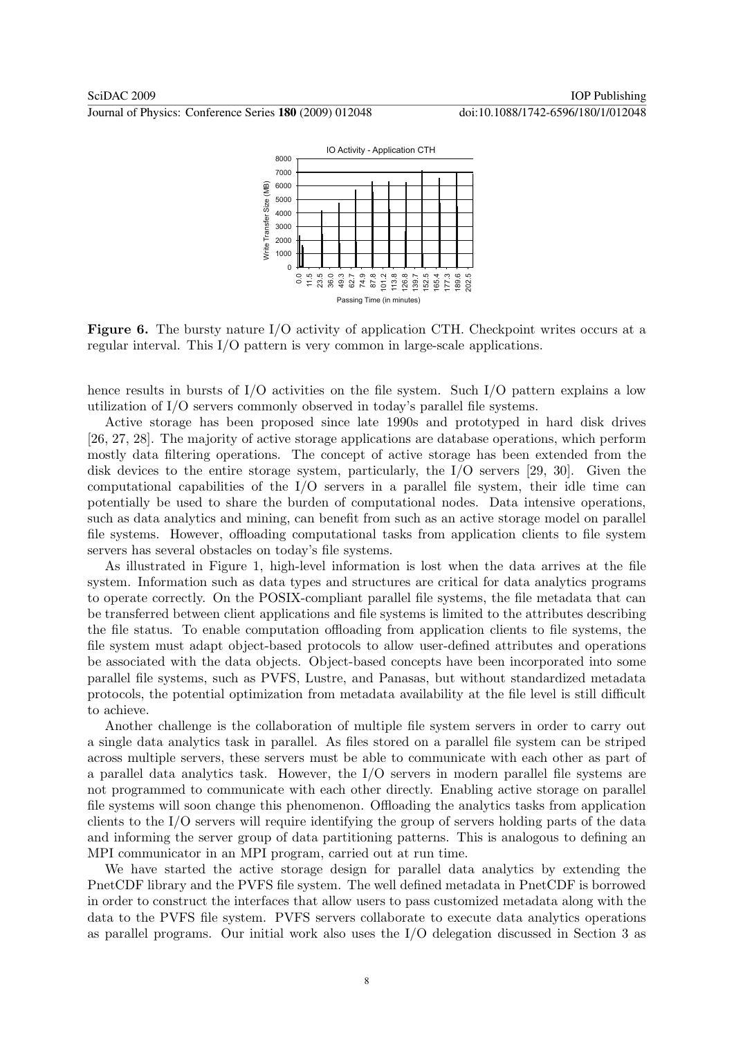**Figure 6.** The bursty nature I/O activity of application CTH. Checkpoint writes occurs at a regular interval. This I/O pattern is very common in large-scale applications.

hence results in bursts of I/O activities on the file system. Such I/O pattern explains a low utilization of I/O servers commonly observed in today's parallel file systems.

Active storage has been proposed since late 1990s and prototyped in hard disk drives [26, 27, 28]. The majority of active storage applications are database operations, which perform mostly data filtering operations. The concept of active storage has been extended from the disk devices to the entire storage system, particularly, the I/O servers [29, 30]. Given the computational capabilities of the I/O servers in a parallel file system, their idle time can potentially be used to share the burden of computational nodes. Data intensive operations, such as data analytics and mining, can benefit from such as an active storage model on parallel file systems. However, offloading computational tasks from application clients to file system servers has several obstacles on today's file systems.

As illustrated in Figure 1, high-level information is lost when the data arrives at the file system. Information such as data types and structures are critical for data analytics programs to operate correctly. On the POSIX-compliant parallel file systems, the file metadata that can be transferred between client applications and file systems is limited to the attributes describing the file status. To enable computation offloading from application clients to file systems, the file system must adapt object-based protocols to allow user-defined attributes and operations be associated with the data objects. Object-based concepts have been incorporated into some parallel file systems, such as PVFS, Lustre, and Panasas, but without standardized metadata protocols, the potential optimization from metadata availability at the file level is still difficult to achieve.

Another challenge is the collaboration of multiple file system servers in order to carry out a single data analytics task in parallel. As files stored on a parallel file system can be striped across multiple servers, these servers must be able to communicate with each other as part of a parallel data analytics task. However, the I/O servers in modern parallel file systems are not programmed to communicate with each other directly. Enabling active storage on parallel file systems will soon change this phenomenon. Offloading the analytics tasks from application clients to the I/O servers will require identifying the group of servers holding parts of the data and informing the server group of data partitioning patterns. This is analogous to defining an MPI communicator in an MPI program, carried out at run time.

We have started the active storage design for parallel data analytics by extending the PnetCDF library and the PVFS file system. The well defined metadata in PnetCDF is borrowed in order to construct the interfaces that allow users to pass customized metadata along with the data to the PVFS file system. PVFS servers collaborate to execute data analytics operations as parallel programs. Our initial work also uses the I/O delegation discussed in Section 3 as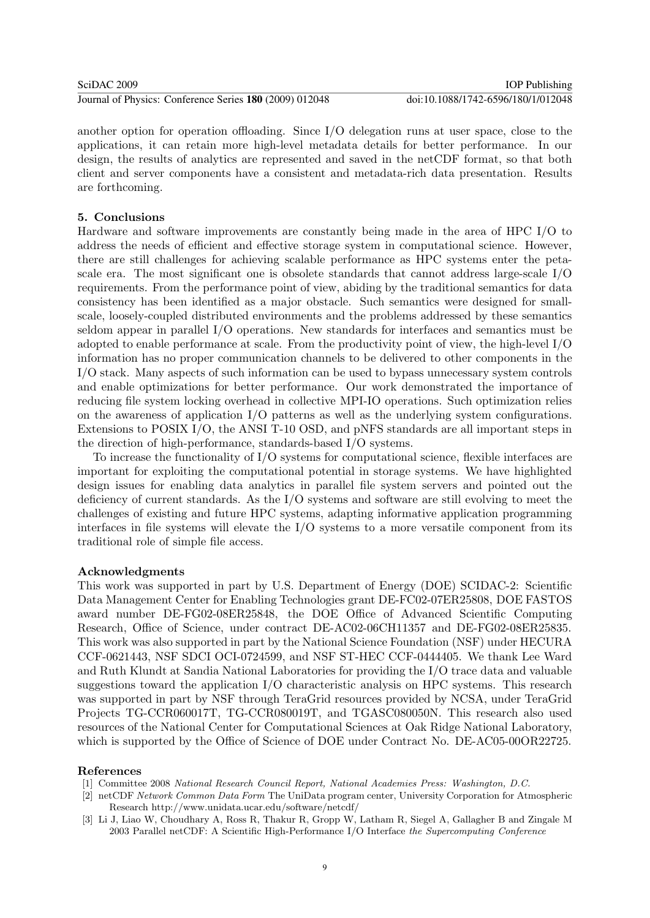another option for operation offloading. Since I/O delegation runs at user space, close to the applications, it can retain more high-level metadata details for better performance. In our design, the results of analytics are represented and saved in the netCDF format, so that both client and server components have a consistent and metadata-rich data presentation. Results are forthcoming.

## 5. Conclusions

Hardware and software improvements are constantly being made in the area of HPC I/O to address the needs of efficient and effective storage system in computational science. However, there are still challenges for achieving scalable performance as HPC systems enter the peta-scale era. The most significant one is obsolete standards that cannot address large-scale I/O requirements. From the performance point of view, abiding by the traditional semantics for data consistency has been identified as a major obstacle. Such semantics were designed for small-scale, loosely-coupled distributed environments and the problems addressed by these semantics seldom appear in parallel I/O operations. New standards for interfaces and semantics must be adopted to enable performance at scale. From the productivity point of view, the high-level I/O information has no proper communication channels to be delivered to other components in the I/O stack. Many aspects of such information can be used to bypass unnecessary system controls and enable optimizations for better performance. Our work demonstrated the importance of reducing file system locking overhead in collective MPI-IO operations. Such optimization relies on the awareness of application I/O patterns as well as the underlying system configurations. Extensions to POSIX I/O, the ANSI T-10 OSD, and pNFS standards are all important steps in the direction of high-performance, standards-based I/O systems.

To increase the functionality of I/O systems for computational science, flexible interfaces are important for exploiting the computational potential in storage systems. We have highlighted design issues for enabling data analytics in parallel file system servers and pointed out the deficiency of current standards. As the I/O systems and software are still evolving to meet the challenges of existing and future HPC systems, adapting informative application programming interfaces in file systems will elevate the I/O systems to a more versatile component from its traditional role of simple file access.

## Acknowledgments

This work was supported in part by U.S. Department of Energy (DOE) SCIDAC-2: Scientific Data Management Center for Enabling Technologies grant DE-FC02-07ER25808, DOE FASTOS award number DE-FG02-08ER25848, the DOE Office of Advanced Scientific Computing Research, Office of Science, under contract DE-AC02-06CH11357 and DE-FG02-08ER25835. This work was also supported in part by the National Science Foundation (NSF) under HECURA CCF-0621443, NSF SDCI OCI-0724599, and NSF ST-HEC CCF-0444405. We thank Lee Ward and Ruth Klundt at Sandia National Laboratories for providing the I/O trace data and valuable suggestions toward the application I/O characteristic analysis on HPC systems. This research was supported in part by NSF through TeraGrid resources provided by NCSA, under TeraGrid Projects TG-CCR060017T, TG-CCR080019T, and TGASC080050N. This research also used resources of the National Center for Computational Sciences at Oak Ridge National Laboratory, which is supported by the Office of Science of DOE under Contract No. DE-AC05-00OR22725.

## References

[1] Committee 2008 *National Research Council Report, National Academies Press: Washington, D.C.*

[2] netCDF *Network Common Data Form* The UniData program center, University Corporation for Atmospheric Research http://www.unidata.ucar.edu/software/netcdf/

[3] Li J, Liao W, Choudhary A, Ross R, Thakur R, Gropp W, Latham R, Siegel A, Gallagher B and Zingale M 2003 Parallel netCDF: A Scientific High-Performance I/O Interface *the Supercomputing Conference*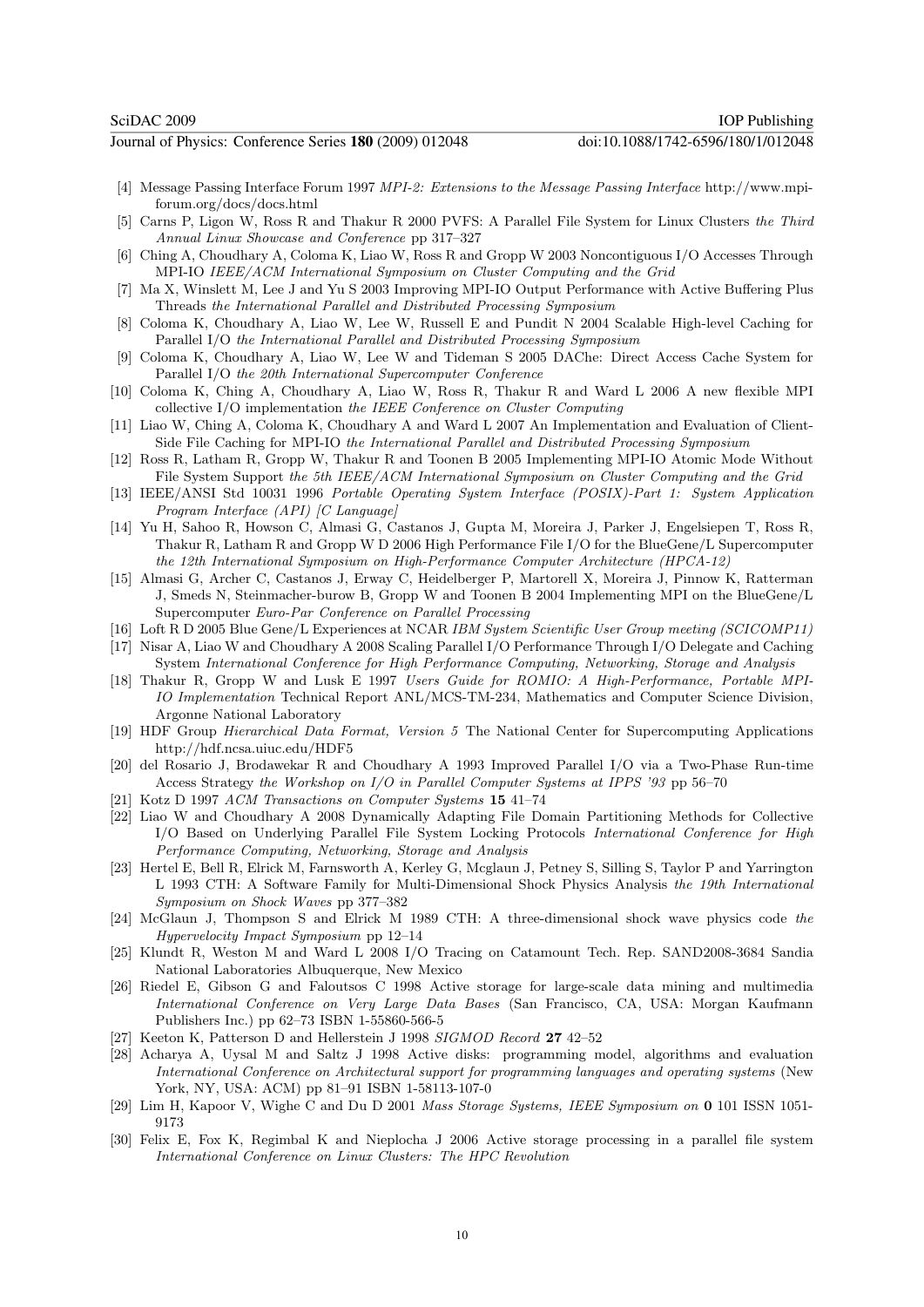[4] Message Passing Interface Forum 1997 *MPI-2: Extensions to the Message Passing Interface* http://www.mpi-forum.org/docs/docs.html

[5] Carns P, Ligon W, Ross R and Thakur R 2000 PVFS: A Parallel File System for Linux Clusters *the Third Annual Linux Showcase and Conference* pp 317–327

[6] Ching A, Choudhary A, Coloma K, Liao W, Ross R and Gropp W 2003 Noncontiguous I/O Accesses Through MPI-IO *IEEE/ACM International Symposium on Cluster Computing and the Grid*

[7] Ma X, Winslett M, Lee J and Yu S 2003 Improving MPI-IO Output Performance with Active Buffering Plus Threads *the International Parallel and Distributed Processing Symposium*

[8] Coloma K, Choudhary A, Liao W, Lee W, Russell E and Pundit N 2004 Scalable High-level Caching for Parallel I/O *the International Parallel and Distributed Processing Symposium*

[9] Coloma K, Choudhary A, Liao W, Lee W and Tideman S 2005 DACHe: Direct Access Cache System for Parallel I/O *the 20th International Supercomputer Conference*

[10] Coloma K, Ching A, Choudhary A, Liao W, Ross R, Thakur R and Ward L 2006 A new flexible MPI collective I/O implementation *the IEEE Conference on Cluster Computing*

[11] Liao W, Ching A, Coloma K, Choudhary A and Ward L 2007 An Implementation and Evaluation of Client-Side File Caching for MPI-IO *the International Parallel and Distributed Processing Symposium*

[12] Ross R, Latham R, Gropp W, Thakur R and Toonen B 2005 Implementing MPI-IO Atomic Mode Without File System Support *the 5th IEEE/ACM International Symposium on Cluster Computing and the Grid*

[13] IEEE/ANSI Std 10031 1996 *Portable Operating System Interface (POSIX)-Part 1: System Application Program Interface (API) [C Language]*

[14] Yu H, Sahoo R, Howson C, Almasi G, Castanos J, Gupta M, Moreira J, Parker J, Engelsiepen T, Ross R, Thakur R, Latham R and Gropp W D 2006 High Performance File I/O for the BlueGene/L Supercomputer *the 12th International Symposium on High-Performance Computer Architecture (HPCA-12)*

[15] Almasi G, Archer C, Castanos J, Erway C, Heidelberger P, Martorell X, Moreira J, Pinnow K, Ratterman J, Smeds N, Steinmacher-burow B, Gropp W and Toonen B 2004 Implementing MPI on the BlueGene/L Supercomputer *Euro-Par Conference on Parallel Processing*

[16] Loft R D 2005 Blue Gene/L Experiences at NCAR *IBM System Scientific User Group meeting (SCICOMP11)*

[17] Nisar A, Liao W and Choudhary A 2008 Scaling Parallel I/O Performance Through I/O Delegate and Caching System *International Conference for High Performance Computing, Networking, Storage and Analysis*

[18] Thakur R, Gropp W and Lusk E 1997 *Users Guide for ROMIO: A High-Performance, Portable MPI-IO Implementation* Technical Report ANL/MCS-TM-234, Mathematics and Computer Science Division, Argonne National Laboratory

[19] HDF Group *Hierarchical Data Format, Version 5* The National Center for Supercomputing Applications http://hdf.ncsa.uiuc.edu/HDF5

[20] del Rosario J, Brodawekar R and Choudhary A 1993 Improved Parallel I/O via a Two-Phase Run-time Access Strategy *the Workshop on I/O in Parallel Computer Systems at IPPS '93* pp 56–70

[21] Kotz D 1997 *ACM Transactions on Computer Systems* **15** 41–74

[22] Liao W and Choudhary A 2008 Dynamically Adapting File Domain Partitioning Methods for Collective I/O Based on Underlying Parallel File System Locking Protocols *International Conference for High Performance Computing, Networking, Storage and Analysis*

[23] Hertel E, Bell R, Elrick M, Farnsworth A, Kerley G, Mcglaun J, Petney S, Silling S, Taylor P and Yarrington L 1993 CTH: A Software Family for Multi-Dimensional Shock Physics Analysis *the 19th International Symposium on Shock Waves* pp 377–382

[24] McGlaun J, Thompson S and Elrick M 1989 CTH: A three-dimensional shock wave physics code *the Hypervelocity Impact Symposium* pp 12–14

[25] Klundt R, Weston M and Ward L 2008 I/O Tracing on Catamount Tech. Rep. SAND2008-3684 Sandia National Laboratories Albuquerque, New Mexico

[26] Riedel E, Gibson G and Faloutsos C 1998 Active storage for large-scale data mining and multimedia *International Conference on Very Large Data Bases* (San Francisco, CA, USA: Morgan Kaufmann Publishers Inc.) pp 62–73 ISBN 1-55860-566-5

[27] Keeton K, Patterson D and Hellerstein J 1998 *SIGMOD Record* **27** 42–52

[28] Acharya A, Uysal M and Saltz J 1998 Active disks: programming model, algorithms and evaluation *International Conference on Architectural support for programming languages and operating systems* (New York, NY, USA: ACM) pp 81–91 ISBN 1-58113-107-0

[29] Lim H, Kapoor V, Wighe C and Du D 2001 *Mass Storage Systems, IEEE Symposium on* **0** 101 ISSN 1051-9173

[30] Felix E, Fox K, Regimbal K and Nieplocha J 2006 Active storage processing in a parallel file system *International Conference on Linux Clusters: The HPC Revolution*